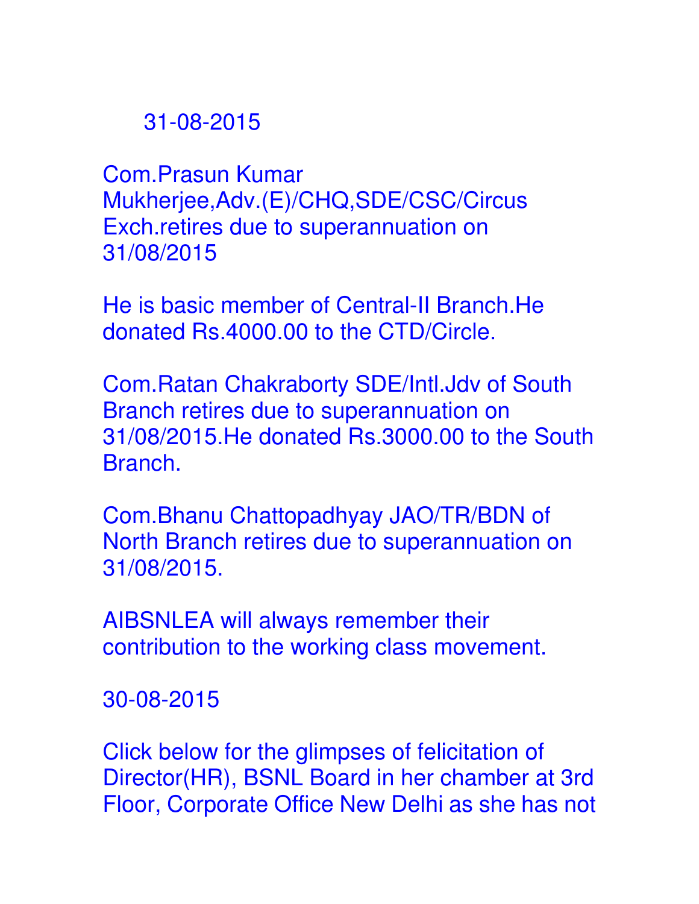31-08-2015

Com.Prasun Kumar Mukherjee,Adv.(E)/CHQ,SDE/CSC/Circus Exch.retires due to superannuation on 31/08/2015

He is basic member of Central-II Branch.He donated Rs.4000.00 to the CTD/Circle.

Com.Ratan Chakraborty SDE/Intl.Jdv of South Branch retires due to superannuation on 31/08/2015.He donated Rs.3000.00 to the South Branch.

Com.Bhanu Chattopadhyay JAO/TR/BDN of North Branch retires due to superannuation on 31/08/2015.

AIBSNLEA will always remember their contribution to the working class movement.

30-08-2015

Click below for the glimpses of felicitation of Director(HR), BSNL Board in her chamber at 3rd Floor, Corporate Office New Delhi as she has not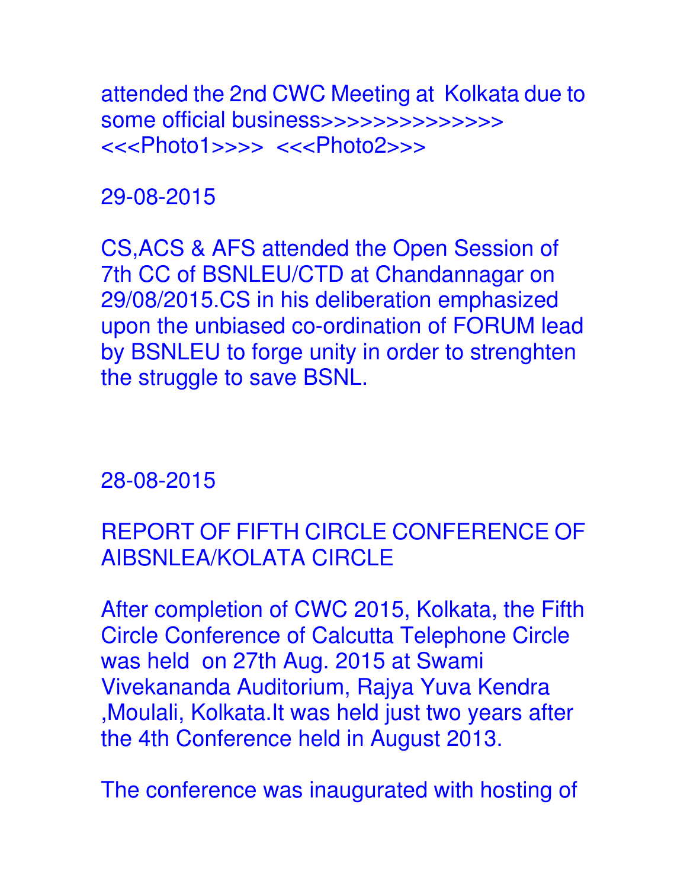attended the 2nd CWC Meeting at Kolkata due to some official business>>>>>>>>>>>>>> <<<Photo1>>>> <<<Photo2>>>

29-08-2015

CS,ACS & AFS attended the Open Session of 7th CC of BSNLEU/CTD at Chandannagar on 29/08/2015.CS in his deliberation emphasized upon the unbiased co-ordination of FORUM lead by BSNLEU to forge unity in order to strenghten the struggle to save BSNL.

28-08-2015

REPORT OF FIFTH CIRCLE CONFERENCE OF AIBSNLEA/KOLATA CIRCLE

After completion of CWC 2015, Kolkata, the Fifth Circle Conference of Calcutta Telephone Circle was held on 27th Aug. 2015 at Swami Vivekananda Auditorium, Rajya Yuva Kendra ,Moulali, Kolkata.It was held just two years after the 4th Conference held in August 2013.

The conference was inaugurated with hosting of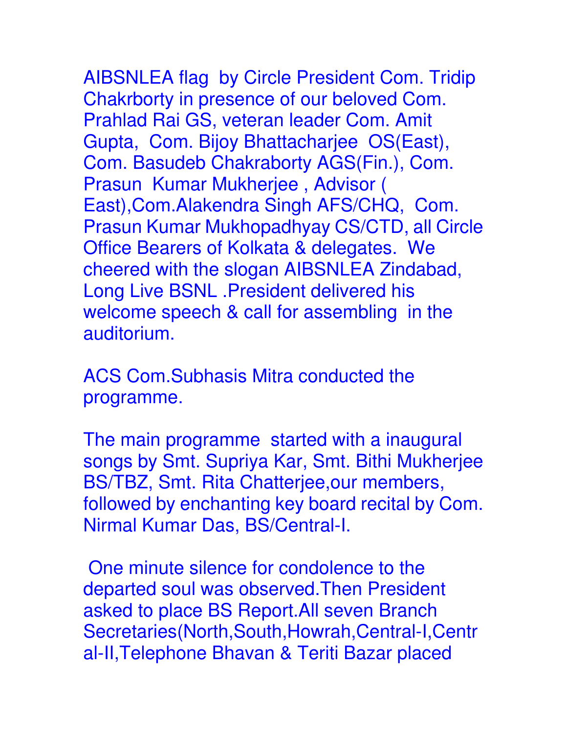AIBSNLEA flag by Circle President Com. Tridip Chakrborty in presence of our beloved Com. Prahlad Rai GS, veteran leader Com. Amit Gupta, Com. Bijoy Bhattacharjee OS(East), Com. Basudeb Chakraborty AGS(Fin.), Com. Prasun Kumar Mukherjee , Advisor ( East),Com.Alakendra Singh AFS/CHQ, Com. Prasun Kumar Mukhopadhyay CS/CTD, all Circle Office Bearers of Kolkata & delegates. We cheered with the slogan AIBSNLEA Zindabad, Long Live BSNL .President delivered his welcome speech & call for assembling in the auditorium.

ACS Com.Subhasis Mitra conducted the programme.

The main programme started with a inaugural songs by Smt. Supriya Kar, Smt. Bithi Mukherjee BS/TBZ, Smt. Rita Chatterjee,our members, followed by enchanting key board recital by Com. Nirmal Kumar Das, BS/Central-I.

One minute silence for condolence to the departed soul was observed.Then President asked to place BS Report.All seven Branch Secretaries(North,South,Howrah,Central-I,Central-II,Telephone Bhavan & Teriti Bazar placed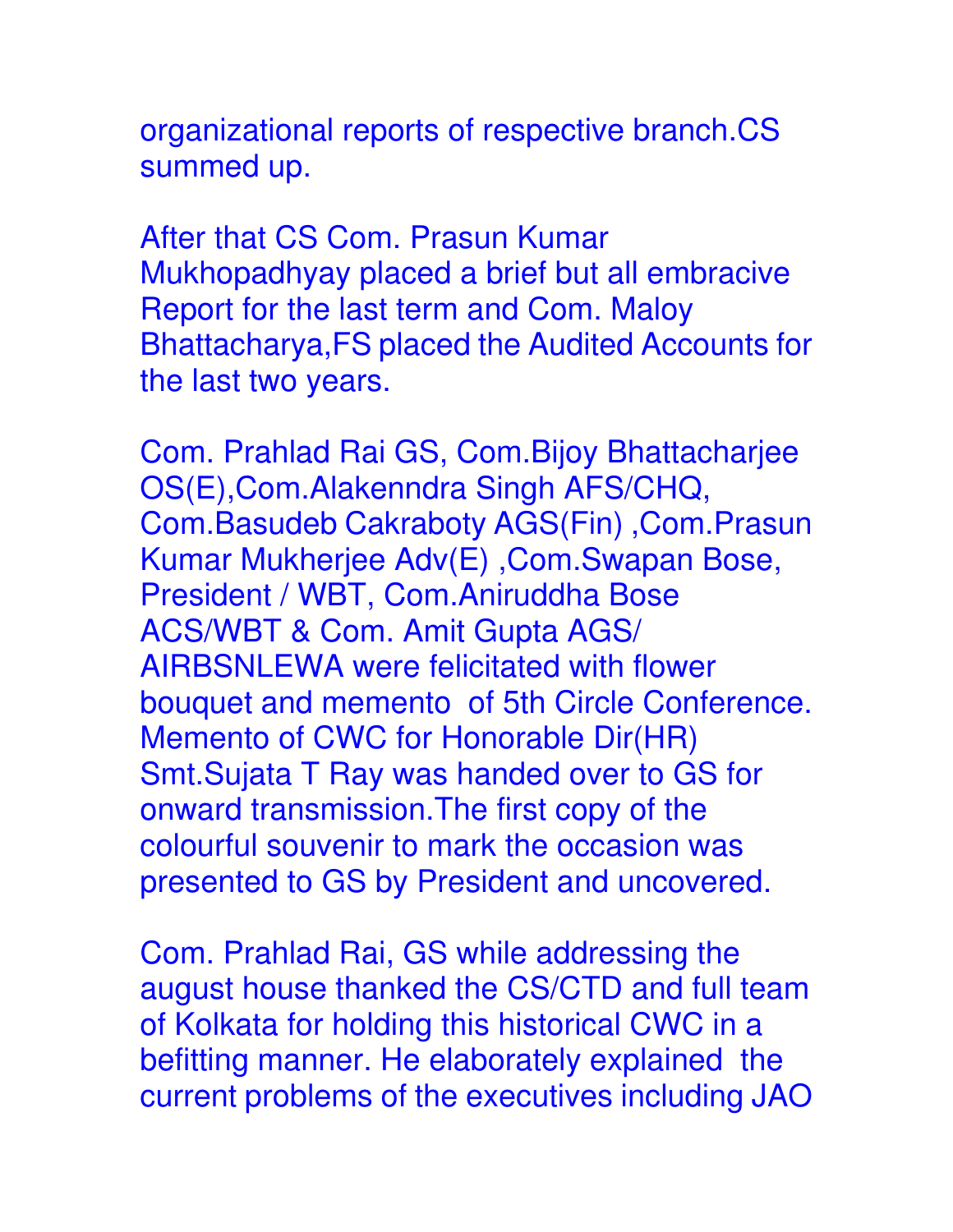organizational reports of respective branch.CS summed up.

After that CS Com. Prasun Kumar Mukhopadhyay placed a brief but all embracive Report for the last term and Com. Maloy Bhattacharya,FS placed the Audited Accounts for the last two years.

Com. Prahlad Rai GS, Com.Bijoy Bhattacharjee OS(E),Com.Alakenndra Singh AFS/CHQ, Com.Basudeb Cakraboty AGS(Fin) ,Com.Prasun Kumar Mukherjee Adv(E) ,Com.Swapan Bose, President / WBT, Com.Aniruddha Bose ACS/WBT & Com. Amit Gupta AGS/ AIRBSNLEWA were felicitated with flower bouquet and memento of 5th Circle Conference. Memento of CWC for Honorable Dir(HR) Smt.Sujata T Ray was handed over to GS for onward transmission.The first copy of the colourful souvenir to mark the occasion was presented to GS by President and uncovered.

Com. Prahlad Rai, GS while addressing the august house thanked the CS/CTD and full team of Kolkata for holding this historical CWC in a befitting manner. He elaborately explained the current problems of the executives including JAO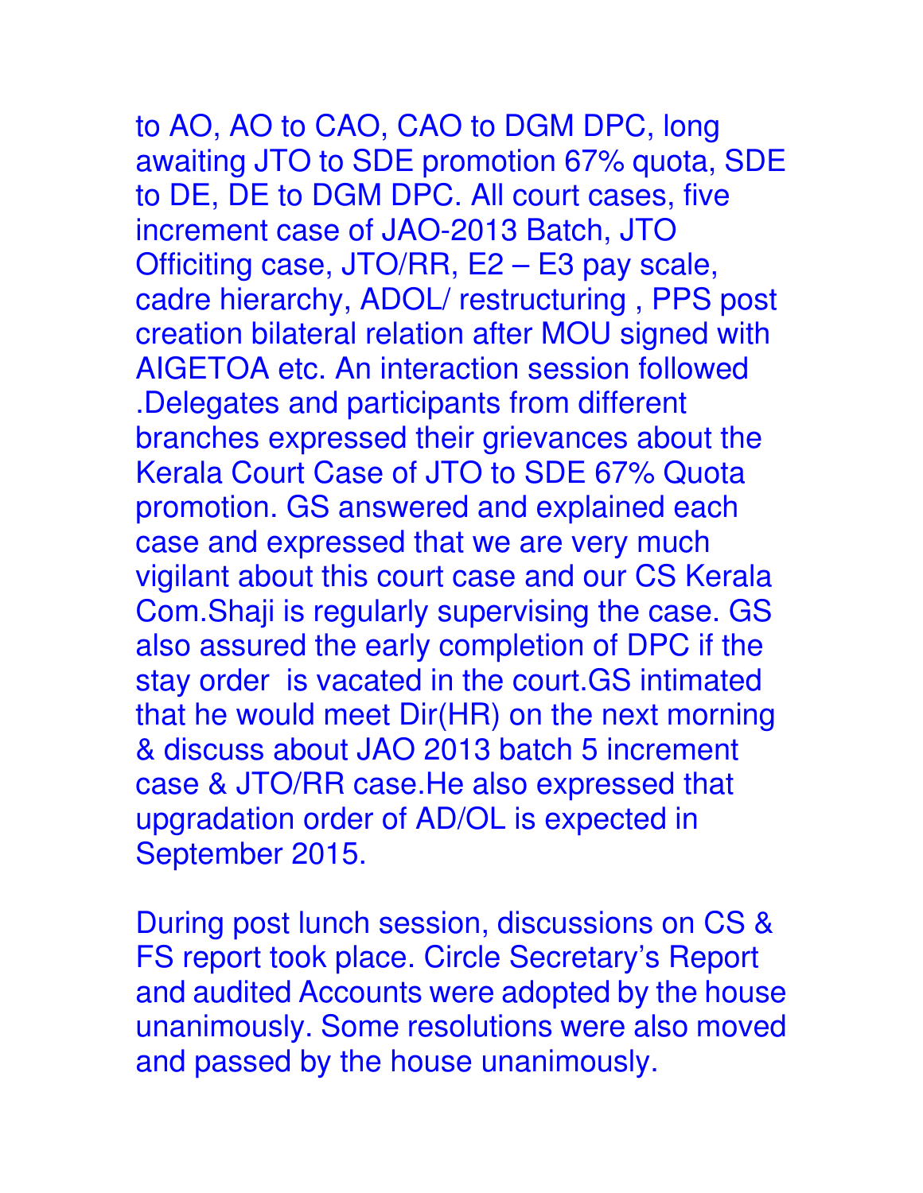to AO, AO to CAO, CAO to DGM DPC, long awaiting JTO to SDE promotion 67% quota, SDE to DE, DE to DGM DPC. All court cases, five increment case of JAO-2013 Batch, JTO Officiting case, JTO/RR, E2 – E3 pay scale, cadre hierarchy, ADOL/ restructuring , PPS post creation bilateral relation after MOU signed with AIGETOA etc. An interaction session followed .Delegates and participants from different branches expressed their grievances about the Kerala Court Case of JTO to SDE 67% Quota promotion. GS answered and explained each case and expressed that we are very much vigilant about this court case and our CS Kerala Com.Shaji is regularly supervising the case. GS also assured the early completion of DPC if the stay order is vacated in the court.GS intimated that he would meet Dir(HR) on the next morning & discuss about JAO 2013 batch 5 increment case & JTO/RR case.He also expressed that upgradation order of AD/OL is expected in September 2015.

During post lunch session, discussions on CS & FS report took place. Circle Secretary's Report and audited Accounts were adopted by the house unanimously. Some resolutions were also moved and passed by the house unanimously.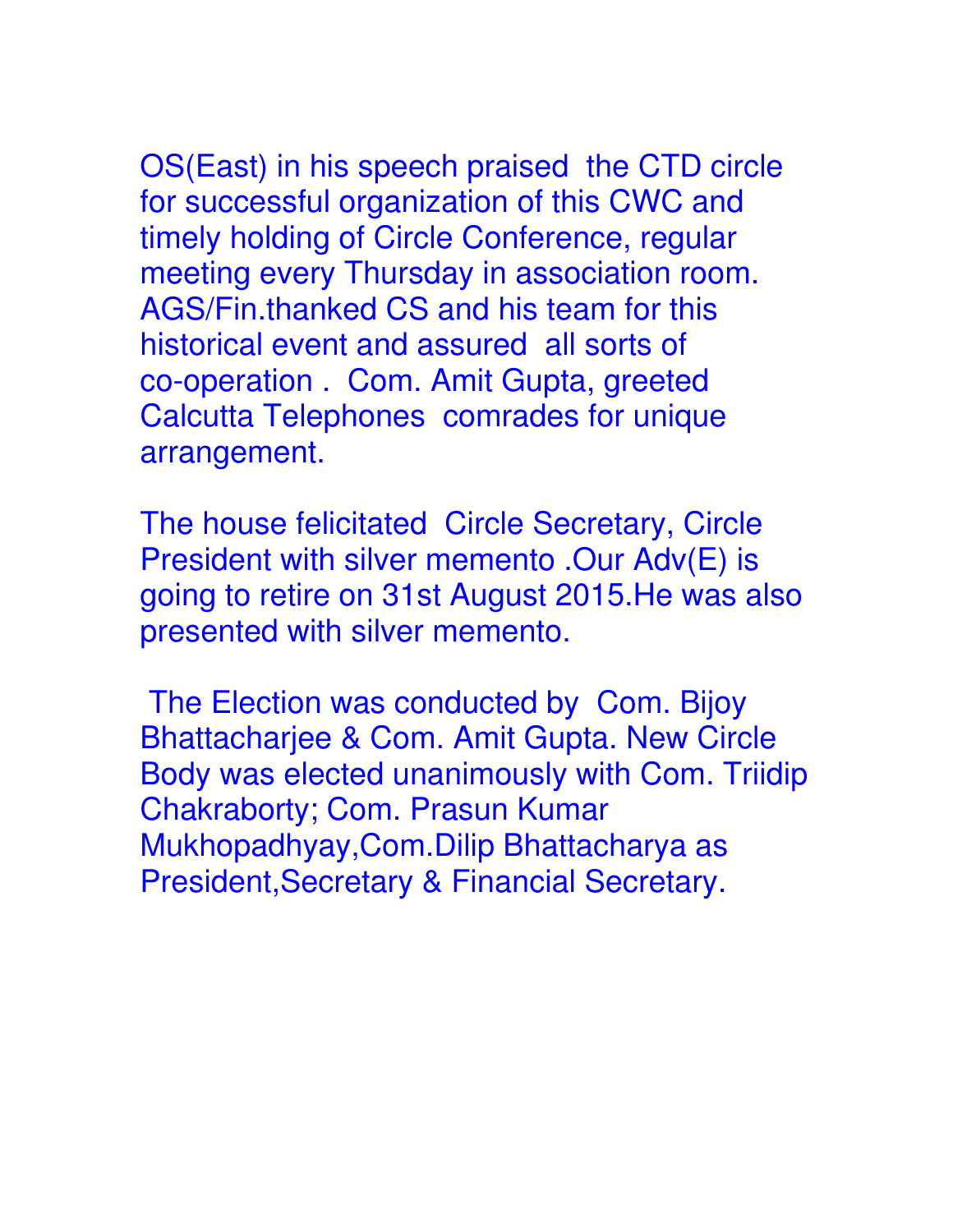OS(East) in his speech praised the CTD circle for successful organization of this CWC and timely holding of Circle Conference, regular meeting every Thursday in association room. AGS/Fin.thanked CS and his team for this historical event and assured all sorts of co-operation . Com. Amit Gupta, greeted Calcutta Telephones comrades for unique arrangement.

The house felicitated Circle Secretary, Circle President with silver memento .Our Adv(E) is going to retire on 31st August 2015.He was also presented with silver memento.

The Election was conducted by Com. Bijoy Bhattacharjee & Com. Amit Gupta. New Circle Body was elected unanimously with Com. Triidip Chakraborty; Com. Prasun Kumar Mukhopadhyay,Com.Dilip Bhattacharya as President,Secretary & Financial Secretary.